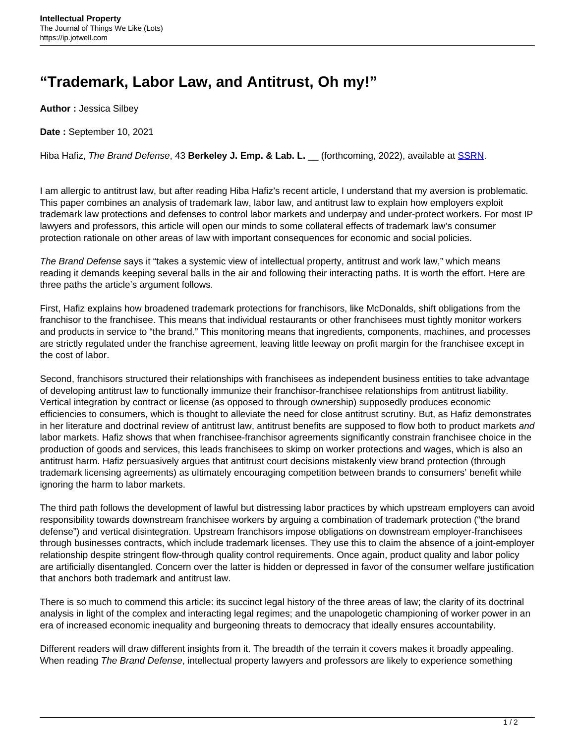# “Trademark, Labor Law, and Antitrust, Oh my!”

**Author :** Jessica Silbey

**Date :** September 10, 2021

Hiba Hafiz, *The Brand Defense*, 43 **Berkeley J. Emp. & Lab. L.** __ (forthcoming, 2022), available at [SSRN](SSRN).

I am allergic to antitrust law, but after reading Hiba Hafiz’s recent article, I understand that my aversion is problematic. This paper combines an analysis of trademark law, labor law, and antitrust law to explain how employers exploit trademark law protections and defenses to control labor markets and underpay and under-protect workers. For most IP lawyers and professors, this article will open our minds to some collateral effects of trademark law’s consumer protection rationale on other areas of law with important consequences for economic and social policies.

*The Brand Defense* says it “takes a systemic view of intellectual property, antitrust and work law,” which means reading it demands keeping several balls in the air and following their interacting paths. It is worth the effort. Here are three paths the article’s argument follows.

First, Hafiz explains how broadened trademark protections for franchisors, like McDonalds, shift obligations from the franchisor to the franchisee. This means that individual restaurants or other franchisees must tightly monitor workers and products in service to “the brand.” This monitoring means that ingredients, components, machines, and processes are strictly regulated under the franchise agreement, leaving little leeway on profit margin for the franchisee except in the cost of labor.

Second, franchisors structured their relationships with franchisees as independent business entities to take advantage of developing antitrust law to functionally immunize their franchisor-franchisee relationships from antitrust liability. Vertical integration by contract or license (as opposed to through ownership) supposedly produces economic efficiencies to consumers, which is thought to alleviate the need for close antitrust scrutiny. But, as Hafiz demonstrates in her literature and doctrinal review of antitrust law, antitrust benefits are supposed to flow both to product markets *and* labor markets. Hafiz shows that when franchisee-franchisor agreements significantly constrain franchisee choice in the production of goods and services, this leads franchisees to skimp on worker protections and wages, which is also an antitrust harm. Hafiz persuasively argues that antitrust court decisions mistakenly view brand protection (through trademark licensing agreements) as ultimately encouraging competition between brands to consumers’ benefit while ignoring the harm to labor markets.

The third path follows the development of lawful but distressing labor practices by which upstream employers can avoid responsibility towards downstream franchisee workers by arguing a combination of trademark protection (“the brand defense”) and vertical disintegration. Upstream franchisors impose obligations on downstream employer-franchisees through businesses contracts, which include trademark licenses. They use this to claim the absence of a joint-employer relationship despite stringent flow-through quality control requirements. Once again, product quality and labor policy are artificially disentangled. Concern over the latter is hidden or depressed in favor of the consumer welfare justification that anchors both trademark and antitrust law.

There is so much to commend this article: its succinct legal history of the three areas of law; the clarity of its doctrinal analysis in light of the complex and interacting legal regimes; and the unapologetic championing of worker power in an era of increased economic inequality and burgeoning threats to democracy that ideally ensures accountability.

Different readers will draw different insights from it. The breadth of the terrain it covers makes it broadly appealing. When reading *The Brand Defense*, intellectual property lawyers and professors are likely to experience something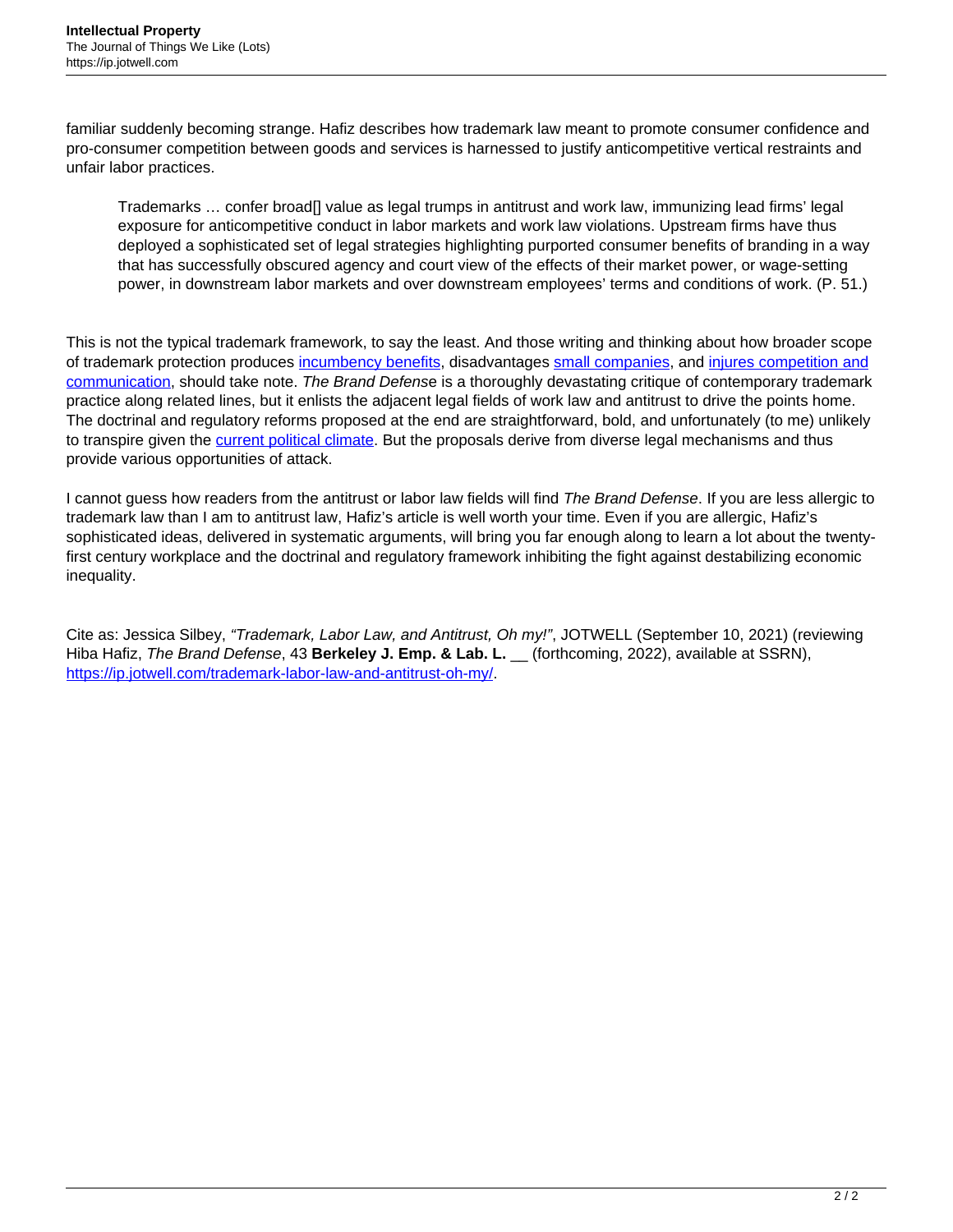familiar suddenly becoming strange. Hafiz describes how trademark law meant to promote consumer confidence and pro-consumer competition between goods and services is harnessed to justify anticompetitive vertical restraints and unfair labor practices.

> Trademarks … confer broad[] value as legal trumps in antitrust and work law, immunizing lead firms' legal exposure for anticompetitive conduct in labor markets and work law violations. Upstream firms have thus deployed a sophisticated set of legal strategies highlighting purported consumer benefits of branding in a way that has successfully obscured agency and court view of the effects of their market power, or wage-setting power, in downstream labor markets and over downstream employees' terms and conditions of work. (P. 51.)

This is not the typical trademark framework, to say the least. And those writing and thinking about how broader scope of trademark protection produces incumbency benefits, disadvantages small companies, and injures competition and communication, should take note. *The Brand Defense* is a thoroughly devastating critique of contemporary trademark practice along related lines, but it enlists the adjacent legal fields of work law and antitrust to drive the points home. The doctrinal and regulatory reforms proposed at the end are straightforward, bold, and unfortunately (to me) unlikely to transpire given the current political climate. But the proposals derive from diverse legal mechanisms and thus provide various opportunities of attack.

I cannot guess how readers from the antitrust or labor law fields will find *The Brand Defense*. If you are less allergic to trademark law than I am to antitrust law, Hafiz's article is well worth your time. Even if you are allergic, Hafiz's sophisticated ideas, delivered in systematic arguments, will bring you far enough along to learn a lot about the twenty-first century workplace and the doctrinal and regulatory framework inhibiting the fight against destabilizing economic inequality.

Cite as: Jessica Silbey, *"Trademark, Labor Law, and Antitrust, Oh my!"*, JOTWELL (September 10, 2021) (reviewing Hiba Hafiz, *The Brand Defense*, 43 **Berkeley J. Emp. & Lab. L.** __ (forthcoming, 2022), available at SSRN), https://ip.jotwell.com/trademark-labor-law-and-antitrust-oh-my/.